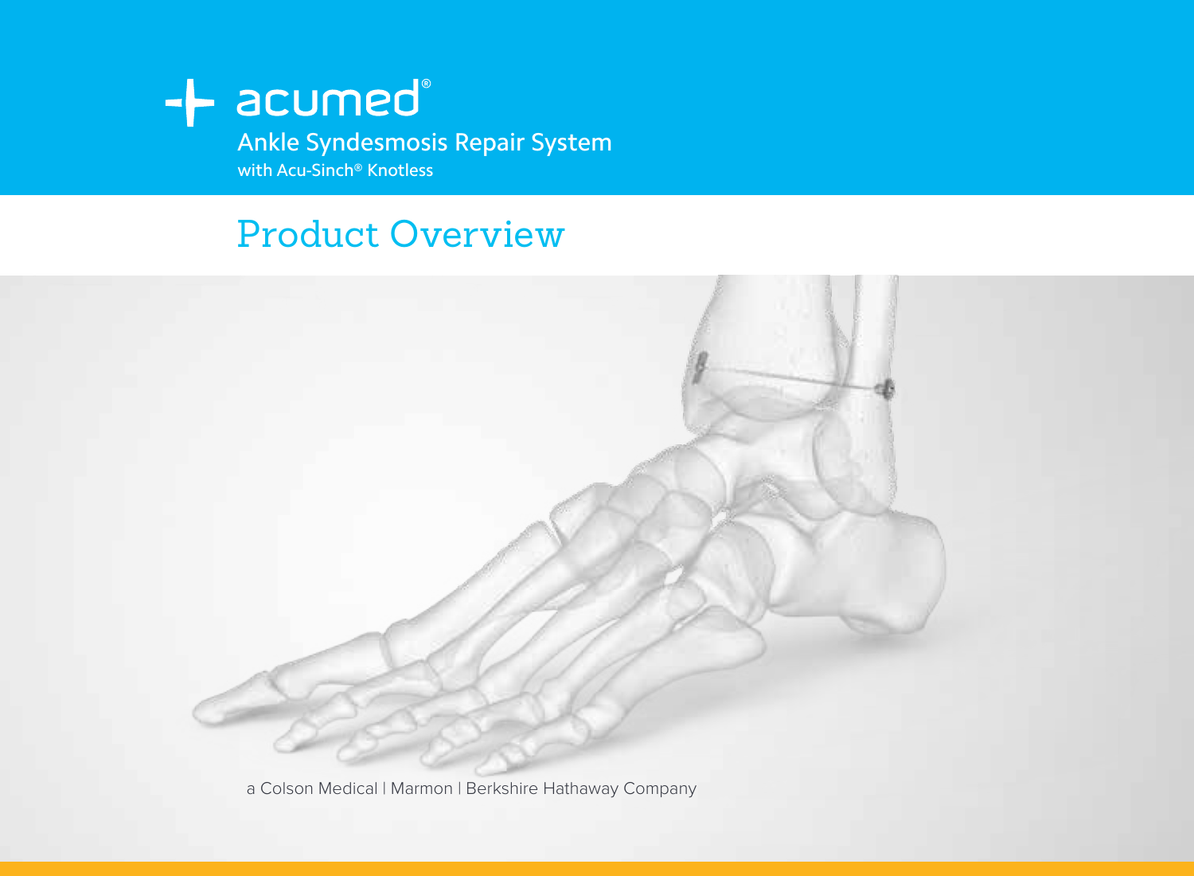acumed®

# Ankle Syndesmosis Repair System

with Acu-Sinch® Knotless

## Product Overview

a Colson Medical | Marmon | Berkshire Hathaway Company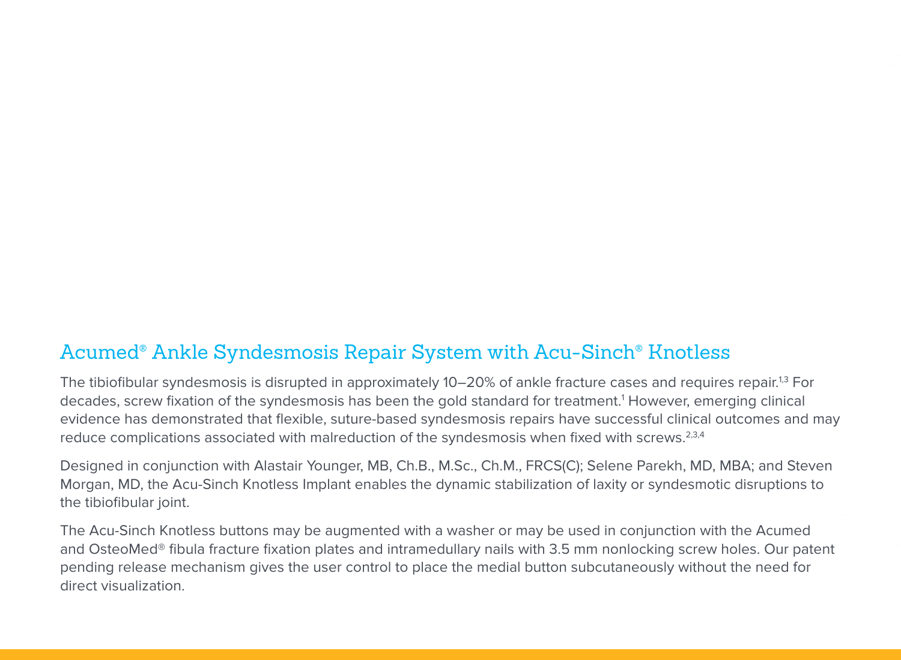## Acumed® Ankle Syndesmosis Repair System with Acu-Sinch® Knotless

The tibiofibular syndesmosis is disrupted in approximately 10–20% of ankle fracture cases and requires repair.[1,3] For decades, screw fixation of the syndesmosis has been the gold standard for treatment.[1] However, emerging clinical evidence has demonstrated that flexible, suture-based syndesmosis repairs have successful clinical outcomes and may reduce complications associated with malreduction of the syndesmosis when fixed with screws.[2,3,4]

Designed in conjunction with Alastair Younger, MB, Ch.B., M.Sc., Ch.M., FRCS(C); Selene Parekh, MD, MBA; and Steven Morgan, MD, the Acu-Sinch Knotless Implant enables the dynamic stabilization of laxity or syndesmotic disruptions to the tibiofibular joint.

The Acu-Sinch Knotless buttons may be augmented with a washer or may be used in conjunction with the Acumed and OsteoMed® fibula fracture fixation plates and intramedullary nails with 3.5 mm nonlocking screw holes. Our patent pending release mechanism gives the user control to place the medial button subcutaneously without the need for direct visualization.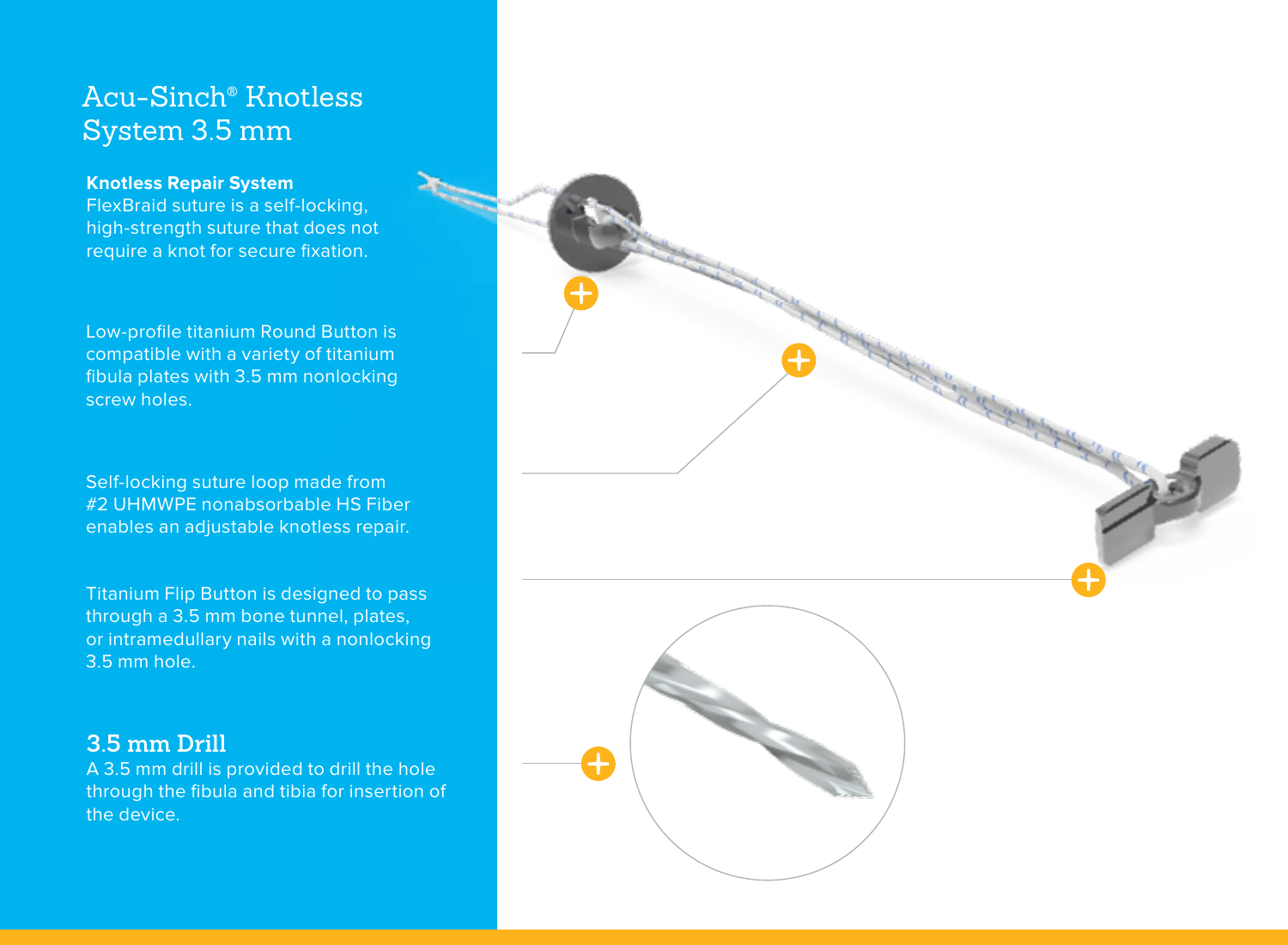# Acu-Sinch® Knotless System 3.5 mm

**Knotless Repair System**
FlexBraid suture is a self-locking, high-strength suture that does not require a knot for secure fixation.

Low-profile titanium Round Button is compatible with a variety of titanium fibula plates with 3.5 mm nonlocking screw holes.

Self-locking suture loop made from #2 UHMWPE nonabsorbable HS Fiber enables an adjustable knotless repair.

Titanium Flip Button is designed to pass through a 3.5 mm bone tunnel, plates, or intramedullary nails with a nonlocking 3.5 mm hole.

## 3.5 mm Drill

A 3.5 mm drill is provided to drill the hole through the fibula and tibia for insertion of the device.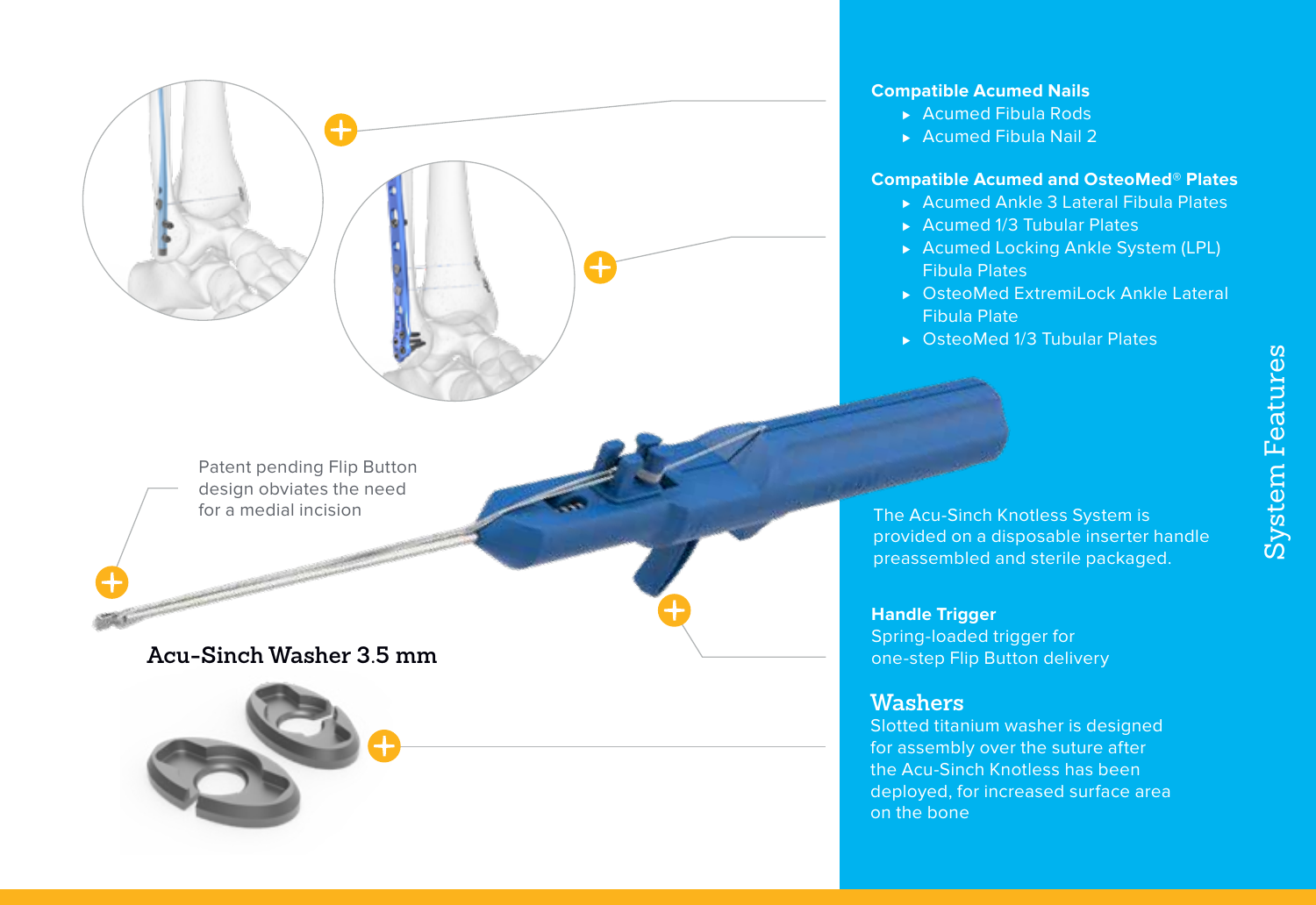# System Features

Patent pending Flip Button design obviates the need for a medial incision

**Acu-Sinch Washer 3.5 mm**

**Compatible Acumed Nails**

- Acumed Fibula Rods
- Acumed Fibula Nail 2

**Compatible Acumed and OsteoMed® Plates**

- Acumed Ankle 3 Lateral Fibula Plates
- Acumed 1/3 Tubular Plates
- Acumed Locking Ankle System (LPL) Fibula Plates
- OsteoMed ExtremiLock Ankle Lateral Fibula Plate
- OsteoMed 1/3 Tubular Plates

The Acu-Sinch Knotless System is provided on a disposable inserter handle preassembled and sterile packaged.

**Handle Trigger**

Spring-loaded trigger for one-step Flip Button delivery

## Washers

Slotted titanium washer is designed for assembly over the suture after the Acu-Sinch Knotless has been deployed, for increased surface area on the bone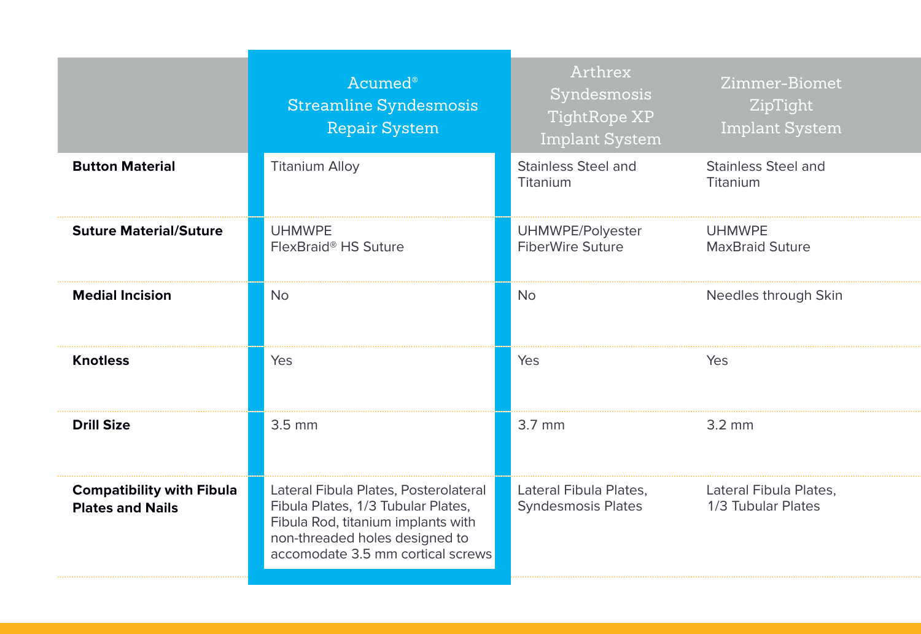| | Acumed® Streamline Syndesmosis Repair System | Arthrex Syndesmosis TightRope XP Implant System | Zimmer-Biomet ZipTight Implant System |
|---|---|---|---|
| **Button Material** | Titanium Alloy | Stainless Steel and Titanium | Stainless Steel and Titanium |
| **Suture Material/Suture** | UHMWPE FlexBraid® HS Suture | UHMWPE/Polyester FiberWire Suture | UHMWPE MaxBraid Suture |
| **Medial Incision** | No | No | Needles through Skin |
| **Knotless** | Yes | Yes | Yes |
| **Drill Size** | 3.5 mm | 3.7 mm | 3.2 mm |
| **Compatibility with Fibula Plates and Nails** | Lateral Fibula Plates, Posterolateral Fibula Plates, 1/3 Tubular Plates, Fibula Rod, titanium implants with non-threaded holes designed to accomodate 3.5 mm cortical screws | Lateral Fibula Plates, Syndesmosis Plates | Lateral Fibula Plates, 1/3 Tubular Plates |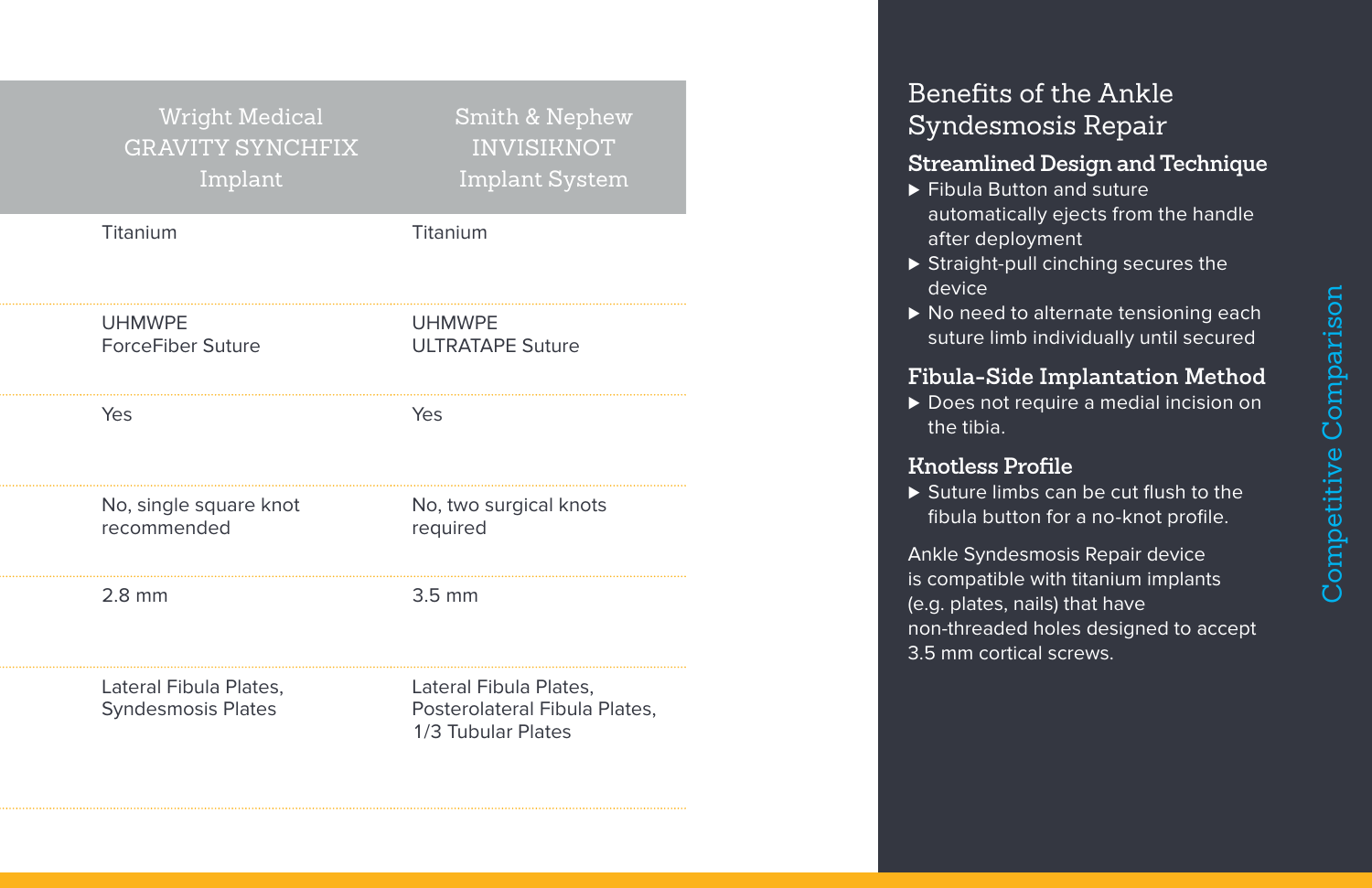| Wright Medical GRAVITY SYNCHFIX Implant | Smith & Nephew INVISIKNOT Implant System |
|---|---|
| Titanium | Titanium |
| UHMWPE ForceFiber Suture | UHMWPE ULTRATAPE Suture |
| Yes | Yes |
| No, single square knot recommended | No, two surgical knots required |
| 2.8 mm | 3.5 mm |
| Lateral Fibula Plates, Syndesmosis Plates | Lateral Fibula Plates, Posterolateral Fibula Plates, 1/3 Tubular Plates |

## Benefits of the Ankle Syndesmosis Repair

### Streamlined Design and Technique

- Fibula Button and suture automatically ejects from the handle after deployment
- Straight-pull cinching secures the device
- No need to alternate tensioning each suture limb individually until secured

### Fibula-Side Implantation Method

- Does not require a medial incision on the tibia.

### Knotless Profile

- Suture limbs can be cut flush to the fibula button for a no-knot profile.

Ankle Syndesmosis Repair device is compatible with titanium implants (e.g. plates, nails) that have non-threaded holes designed to accept 3.5 mm cortical screws.

Competitive Comparison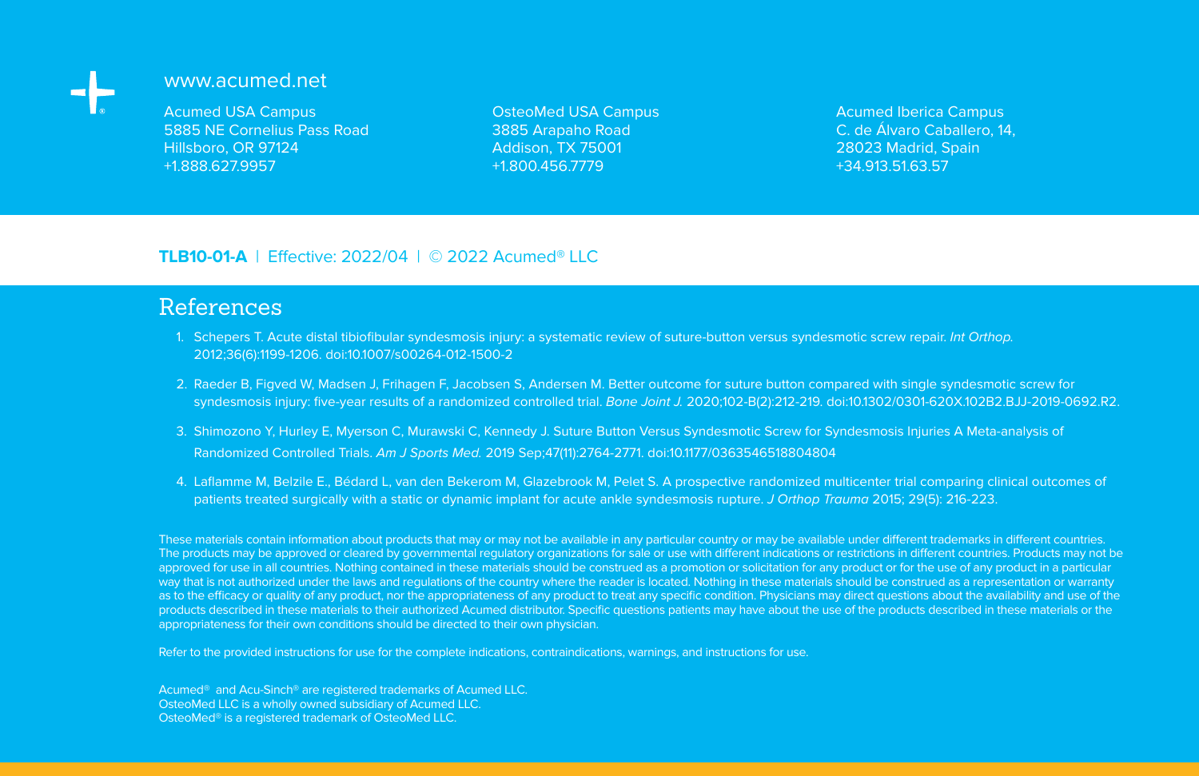www.acumed.net

Acumed USA Campus
5885 NE Cornelius Pass Road
Hillsboro, OR 97124
+1.888.627.9957

OsteoMed USA Campus
3885 Arapaho Road
Addison, TX 75001
+1.800.456.7779

Acumed Iberica Campus
C. de Álvaro Caballero, 14,
28023 Madrid, Spain
+34.913.51.63.57

**TLB10-01-A** | Effective: 2022/04 | © 2022 Acumed® LLC

## References

1. Schepers T. Acute distal tibiofibular syndesmosis injury: a systematic review of suture-button versus syndesmotic screw repair. *Int Orthop.* 2012;36(6):1199-1206. doi:10.1007/s00264-012-1500-2
2. Raeder B, Figved W, Madsen J, Frihagen F, Jacobsen S, Andersen M. Better outcome for suture button compared with single syndesmotic screw for syndesmosis injury: five-year results of a randomized controlled trial. *Bone Joint J.* 2020;102-B(2):212-219. doi:10.1302/0301-620X.102B2.BJJ-2019-0692.R2.
3. Shimozono Y, Hurley E, Myerson C, Murawski C, Kennedy J. Suture Button Versus Syndesmotic Screw for Syndesmosis Injuries A Meta-analysis of Randomized Controlled Trials. *Am J Sports Med.* 2019 Sep;47(11):2764-2771. doi:10.1177/0363546518804804
4. Laflamme M, Belzile E., Bédard L, van den Bekerom M, Glazebrook M, Pelet S. A prospective randomized multicenter trial comparing clinical outcomes of patients treated surgically with a static or dynamic implant for acute ankle syndesmosis rupture. *J Orthop Trauma* 2015; 29(5): 216-223.

These materials contain information about products that may or may not be available in any particular country or may be available under different trademarks in different countries. The products may be approved or cleared by governmental regulatory organizations for sale or use with different indications or restrictions in different countries. Products may not be approved for use in all countries. Nothing contained in these materials should be construed as a promotion or solicitation for any product or for the use of any product in a particular way that is not authorized under the laws and regulations of the country where the reader is located. Nothing in these materials should be construed as a representation or warranty as to the efficacy or quality of any product, nor the appropriateness of any product to treat any specific condition. Physicians may direct questions about the availability and use of the products described in these materials to their authorized Acumed distributor. Specific questions patients may have about the use of the products described in these materials or the appropriateness for their own conditions should be directed to their own physician.

Refer to the provided instructions for use for the complete indications, contraindications, warnings, and instructions for use.

Acumed® and Acu-Sinch® are registered trademarks of Acumed LLC.
OsteoMed LLC is a wholly owned subsidiary of Acumed LLC.
OsteoMed® is a registered trademark of OsteoMed LLC.